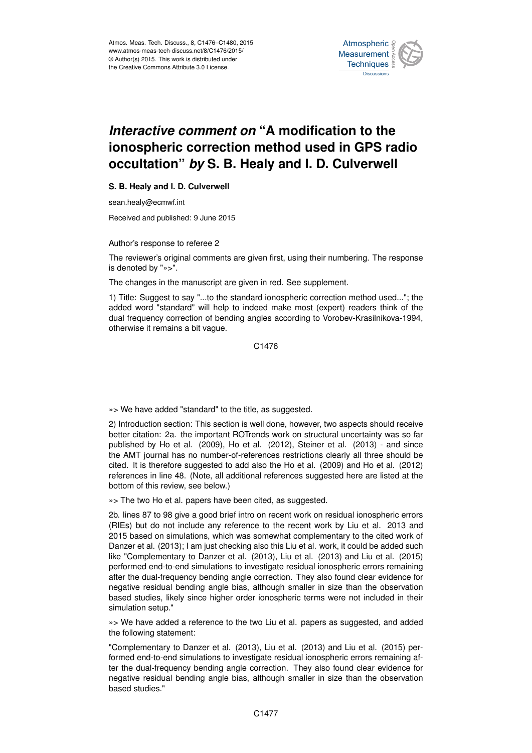# *Interactive comment on* "A modification to the ionospheric correction method used in GPS radio occultation" *by* S. B. Healy and I. D. Culverwell

**S. B. Healy and I. D. Culverwell**

sean.healy@ecmwf.int

Received and published: 9 June 2015

Author's response to referee 2

The reviewer's original comments are given first, using their numbering. The response is denoted by "»>".

The changes in the manuscript are given in red. See supplement.

1) Title: Suggest to say "...to the standard ionospheric correction method used..."; the added word "standard" will help to indeed make most (expert) readers think of the dual frequency correction of bending angles according to Vorobev-Krasilnikova-1994, otherwise it remains a bit vague.

»> We have added "standard" to the title, as suggested.

2) Introduction section: This section is well done, however, two aspects should receive better citation: 2a. the important ROTrends work on structural uncertainty was so far published by Ho et al. (2009), Ho et al. (2012), Steiner et al. (2013) - and since the AMT journal has no number-of-references restrictions clearly all three should be cited. It is therefore suggested to add also the Ho et al. (2009) and Ho et al. (2012) references in line 48. (Note, all additional references suggested here are listed at the bottom of this review, see below.)

»> The two Ho et al. papers have been cited, as suggested.

2b. lines 87 to 98 give a good brief intro on recent work on residual ionospheric errors (RIEs) but do not include any reference to the recent work by Liu et al. 2013 and 2015 based on simulations, which was somewhat complementary to the cited work of Danzer et al. (2013); I am just checking also this Liu et al. work, it could be added such like "Complementary to Danzer et al. (2013), Liu et al. (2013) and Liu et al. (2015) performed end-to-end simulations to investigate residual ionospheric errors remaining after the dual-frequency bending angle correction. They also found clear evidence for negative residual bending angle bias, although smaller in size than the observation based studies, likely since higher order ionospheric terms were not included in their simulation setup."

»> We have added a reference to the two Liu et al. papers as suggested, and added the following statement:

"Complementary to Danzer et al. (2013), Liu et al. (2013) and Liu et al. (2015) performed end-to-end simulations to investigate residual ionospheric errors remaining after the dual-frequency bending angle correction. They also found clear evidence for negative residual bending angle bias, although smaller in size than the observation based studies."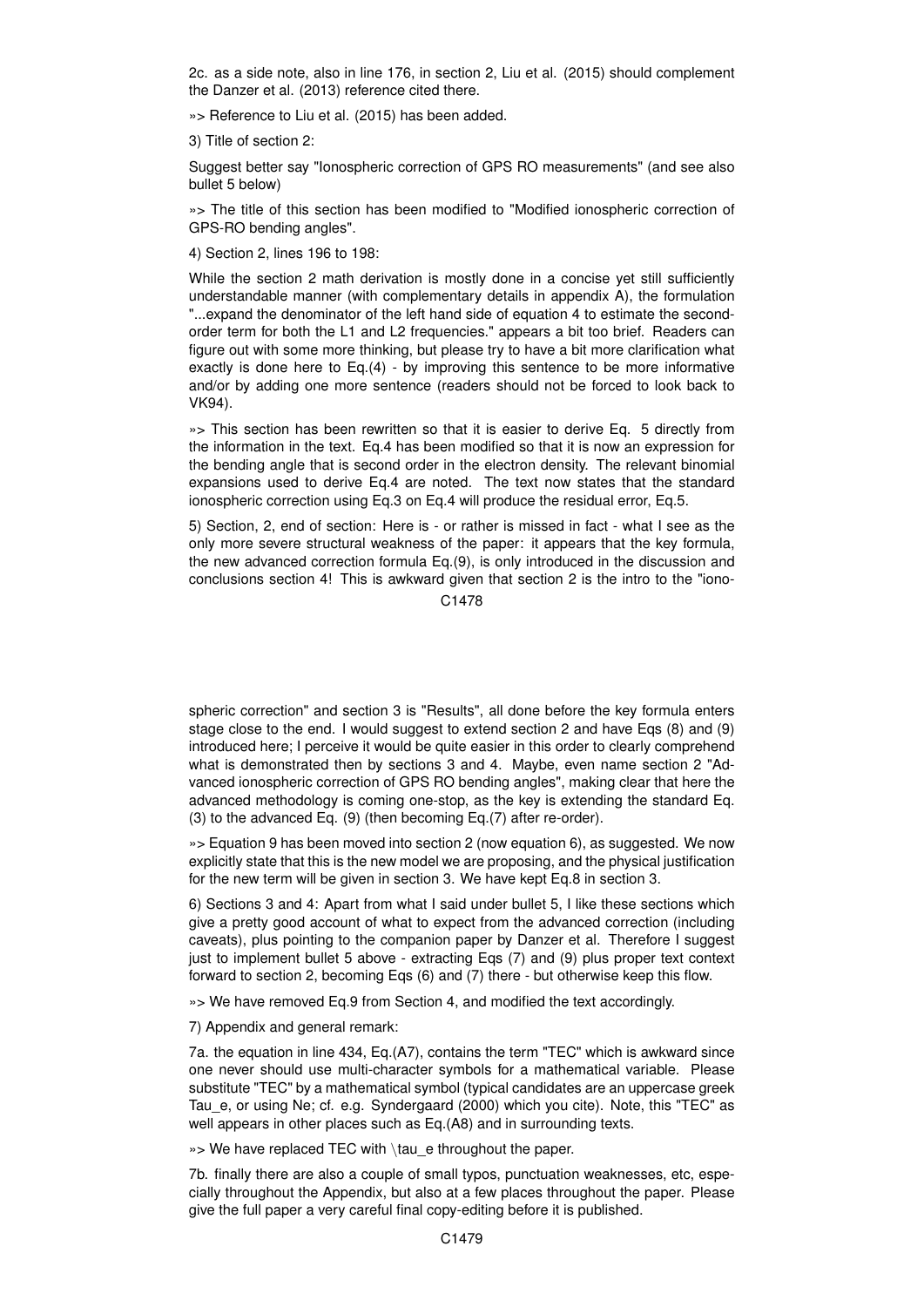2c. as a side note, also in line 176, in section 2, Liu et al. (2015) should complement the Danzer et al. (2013) reference cited there.

»> Reference to Liu et al. (2015) has been added.

3) Title of section 2:

Suggest better say "Ionospheric correction of GPS RO measurements" (and see also bullet 5 below)

»> The title of this section has been modified to "Modified ionospheric correction of GPS-RO bending angles".

4) Section 2, lines 196 to 198:

While the section 2 math derivation is mostly done in a concise yet still sufficiently understandable manner (with complementary details in appendix A), the formulation "...expand the denominator of the left hand side of equation 4 to estimate the second-order term for both the L1 and L2 frequencies." appears a bit too brief. Readers can figure out with some more thinking, but please try to have a bit more clarification what exactly is done here to Eq.(4) - by improving this sentence to be more informative and/or by adding one more sentence (readers should not be forced to look back to VK94).

»> This section has been rewritten so that it is easier to derive Eq. 5 directly from the information in the text. Eq.4 has been modified so that it is now an expression for the bending angle that is second order in the electron density. The relevant binomial expansions used to derive Eq.4 are noted. The text now states that the standard ionospheric correction using Eq.3 on Eq.4 will produce the residual error, Eq.5.

5) Section, 2, end of section: Here is - or rather is missed in fact - what I see as the only more severe structural weakness of the paper: it appears that the key formula, the new advanced correction formula Eq.(9), is only introduced in the discussion and conclusions section 4! This is awkward given that section 2 is the intro to the "ionospheric correction" and section 3 is "Results", all done before the key formula enters stage close to the end. I would suggest to extend section 2 and have Eqs (8) and (9) introduced here; I perceive it would be quite easier in this order to clearly comprehend what is demonstrated then by sections 3 and 4. Maybe, even name section 2 "Advanced ionospheric correction of GPS RO bending angles", making clear that here the advanced methodology is coming one-stop, as the key is extending the standard Eq. (3) to the advanced Eq. (9) (then becoming Eq.(7) after re-order).

»> Equation 9 has been moved into section 2 (now equation 6), as suggested. We now explicitly state that this is the new model we are proposing, and the physical justification for the new term will be given in section 3. We have kept Eq.8 in section 3.

6) Sections 3 and 4: Apart from what I said under bullet 5, I like these sections which give a pretty good account of what to expect from the advanced correction (including caveats), plus pointing to the companion paper by Danzer et al. Therefore I suggest just to implement bullet 5 above - extracting Eqs (7) and (9) plus proper text context forward to section 2, becoming Eqs (6) and (7) there - but otherwise keep this flow.

»> We have removed Eq.9 from Section 4, and modified the text accordingly.

7) Appendix and general remark:

7a. the equation in line 434, Eq.(A7), contains the term "TEC" which is awkward since one never should use multi-character symbols for a mathematical variable. Please substitute "TEC" by a mathematical symbol (typical candidates are an uppercase greek Tau_e, or using Ne; cf. e.g. Syndergaard (2000) which you cite). Note, this "TEC" as well appears in other places such as Eq.(A8) and in surrounding texts.

»> We have replaced TEC with \tau_e throughout the paper.

7b. finally there are also a couple of small typos, punctuation weaknesses, etc, especially throughout the Appendix, but also at a few places throughout the paper. Please give the full paper a very careful final copy-editing before it is published.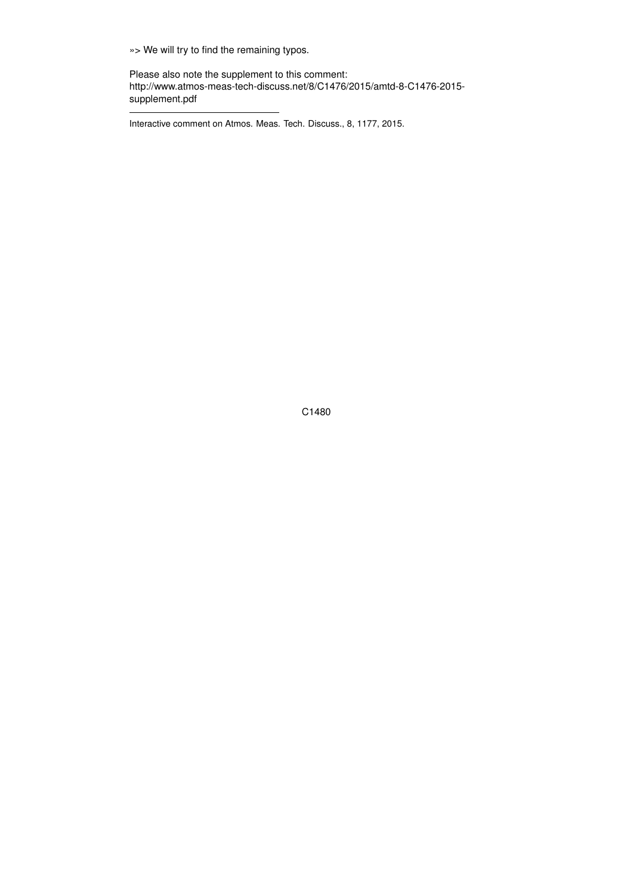»> We will try to find the remaining typos.

Please also note the supplement to this comment:
http://www.atmos-meas-tech-discuss.net/8/C1476/2015/amtd-8-C1476-2015-supplement.pdf

---

Interactive comment on Atmos. Meas. Tech. Discuss., 8, 1177, 2015.